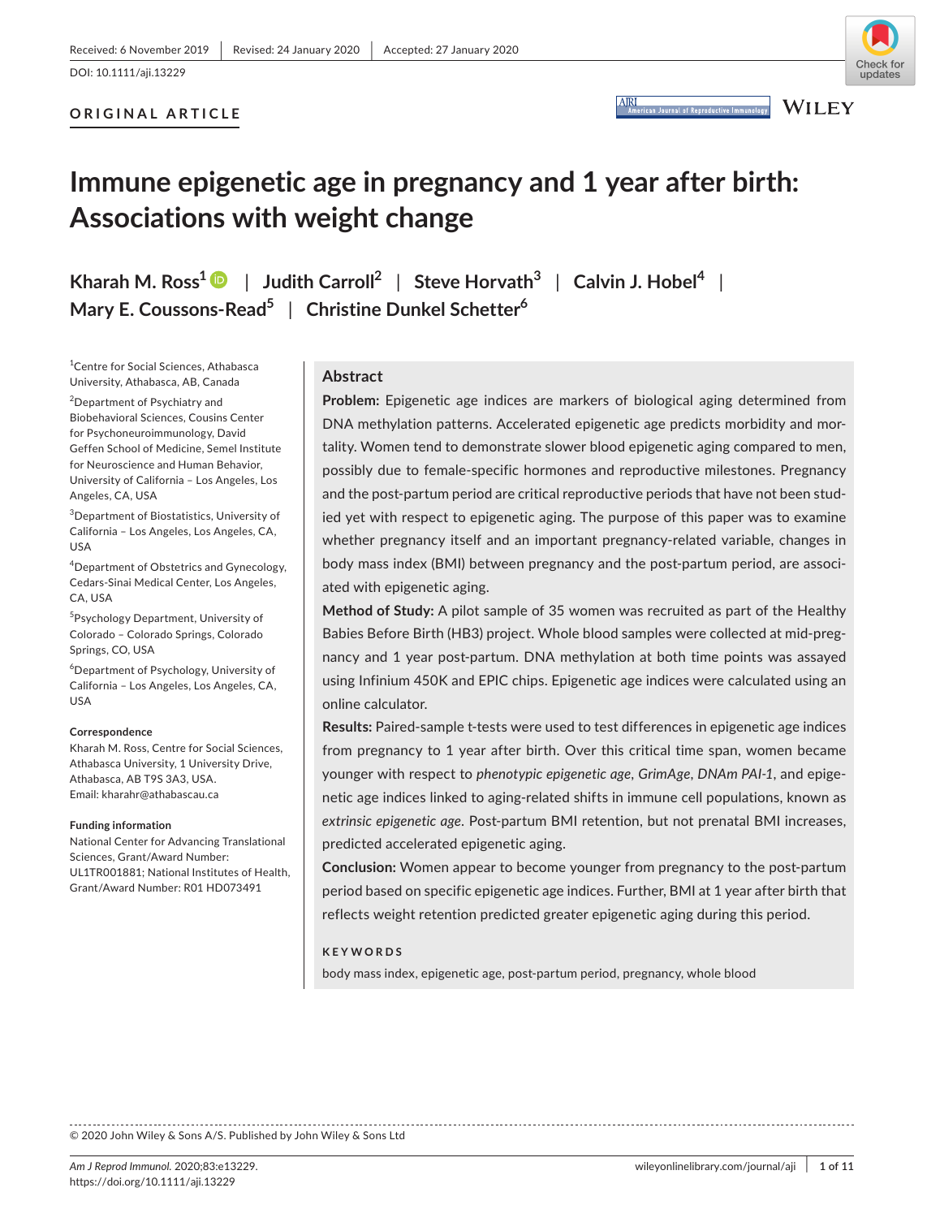Received: 6 November 2019 | Revised: 24 January 2020 | Accepted: 27 January 2020

DOI: 10.1111/aji.13229

**ORIGINAL ARTICLE**

# Immune epigenetic age in pregnancy and 1 year after birth: Associations with weight change

**Kharah M. Ross**[1] | **Judith Carroll**[2] | **Steve Horvath**[3] | **Calvin J. Hobel**[4] | **Mary E. Coussons-Read**[5] | **Christine Dunkel Schetter**[6]

[1]Centre for Social Sciences, Athabasca University, Athabasca, AB, Canada

[2]Department of Psychiatry and Biobehavioral Sciences, Cousins Center for Psychoneuroimmunology, David Geffen School of Medicine, Semel Institute for Neuroscience and Human Behavior, University of California – Los Angeles, Los Angeles, CA, USA

[3]Department of Biostatistics, University of California – Los Angeles, Los Angeles, CA, USA

[4]Department of Obstetrics and Gynecology, Cedars-Sinai Medical Center, Los Angeles, CA, USA

[5]Psychology Department, University of Colorado – Colorado Springs, Colorado Springs, CO, USA

[6]Department of Psychology, University of California – Los Angeles, Los Angeles, CA, USA

**Correspondence**

Kharah M. Ross, Centre for Social Sciences, Athabasca University, 1 University Drive, Athabasca, AB T9S 3A3, USA.

Email: kharahr@athabascau.ca

**Funding information**

National Center for Advancing Translational Sciences, Grant/Award Number: UL1TR001881; National Institutes of Health, Grant/Award Number: R01 HD073491

## Abstract

**Problem:** Epigenetic age indices are markers of biological aging determined from DNA methylation patterns. Accelerated epigenetic age predicts morbidity and mortality. Women tend to demonstrate slower blood epigenetic aging compared to men, possibly due to female-specific hormones and reproductive milestones. Pregnancy and the post-partum period are critical reproductive periods that have not been studied yet with respect to epigenetic aging. The purpose of this paper was to examine whether pregnancy itself and an important pregnancy-related variable, changes in body mass index (BMI) between pregnancy and the post-partum period, are associated with epigenetic aging.

**Method of Study:** A pilot sample of 35 women was recruited as part of the Healthy Babies Before Birth (HB3) project. Whole blood samples were collected at mid-pregnancy and 1 year post-partum. DNA methylation at both time points was assayed using Infinium 450K and EPIC chips. Epigenetic age indices were calculated using an online calculator.

**Results:** Paired-sample t-tests were used to test differences in epigenetic age indices from pregnancy to 1 year after birth. Over this critical time span, women became younger with respect to *phenotypic epigenetic age*, *GrimAge*, *DNAm PAI-1*, and epigenetic age indices linked to aging-related shifts in immune cell populations, known as *extrinsic epigenetic age*. Post-partum BMI retention, but not prenatal BMI increases, predicted accelerated epigenetic aging.

**Conclusion:** Women appear to become younger from pregnancy to the post-partum period based on specific epigenetic age indices. Further, BMI at 1 year after birth that reflects weight retention predicted greater epigenetic aging during this period.

**KEYWORDS**

body mass index, epigenetic age, post-partum period, pregnancy, whole blood

© 2020 John Wiley & Sons A/S. Published by John Wiley & Sons Ltd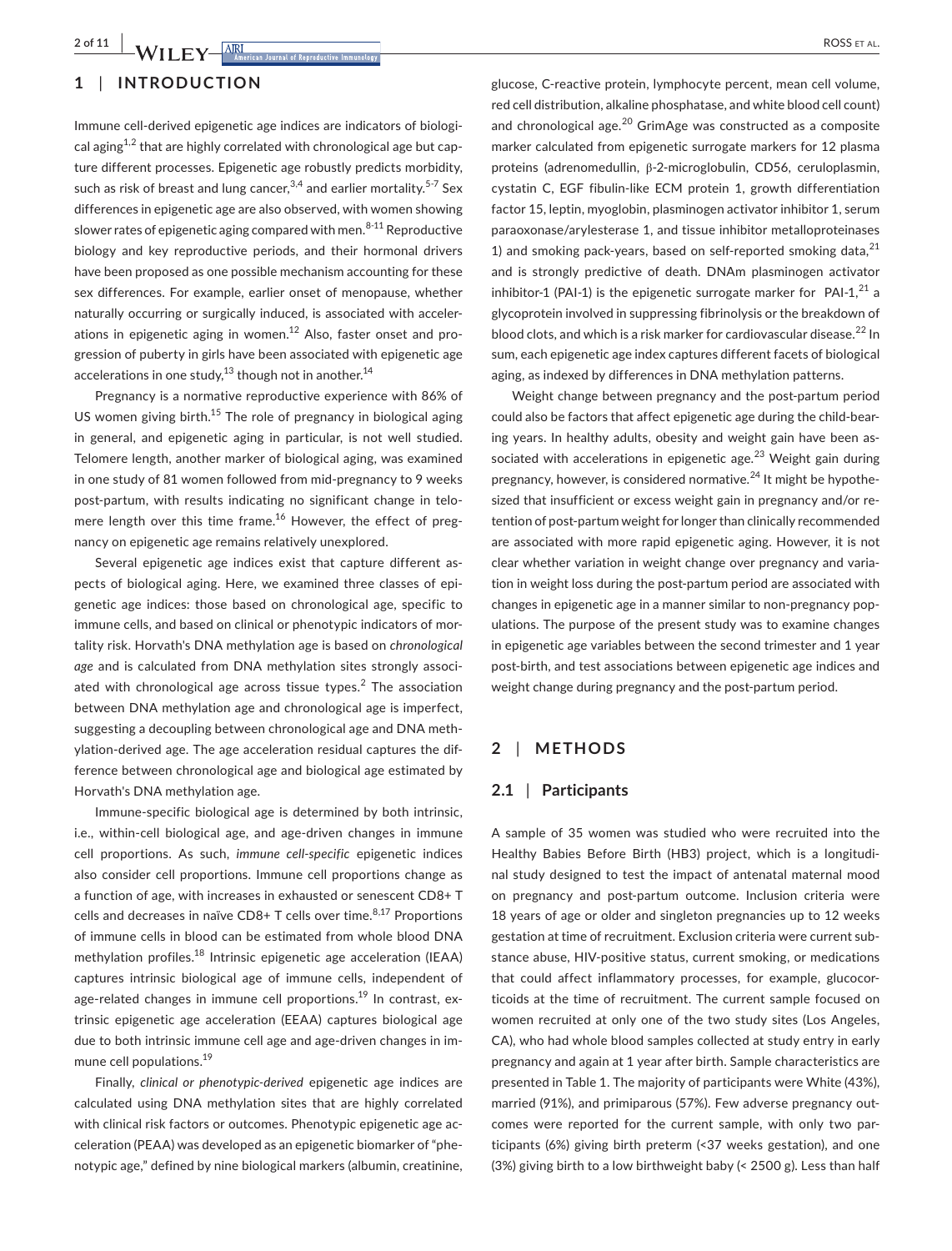## 1 | INTRODUCTION

Immune cell-derived epigenetic age indices are indicators of biological aging[1,2] that are highly correlated with chronological age but capture different processes. Epigenetic age robustly predicts morbidity, such as risk of breast and lung cancer,[3,4] and earlier mortality.[5-7] Sex differences in epigenetic age are also observed, with women showing slower rates of epigenetic aging compared with men.[8-11] Reproductive biology and key reproductive periods, and their hormonal drivers have been proposed as one possible mechanism accounting for these sex differences. For example, earlier onset of menopause, whether naturally occurring or surgically induced, is associated with accelerations in epigenetic aging in women.[12] Also, faster onset and progression of puberty in girls have been associated with epigenetic age accelerations in one study,[13] though not in another.[14]

Pregnancy is a normative reproductive experience with 86% of US women giving birth.[15] The role of pregnancy in biological aging in general, and epigenetic aging in particular, is not well studied. Telomere length, another marker of biological aging, was examined in one study of 81 women followed from mid-pregnancy to 9 weeks post-partum, with results indicating no significant change in telomere length over this time frame.[16] However, the effect of pregnancy on epigenetic age remains relatively unexplored.

Several epigenetic age indices exist that capture different aspects of biological aging. Here, we examined three classes of epigenetic age indices: those based on chronological age, specific to immune cells, and based on clinical or phenotypic indicators of mortality risk. Horvath's DNA methylation age is based on *chronological age* and is calculated from DNA methylation sites strongly associated with chronological age across tissue types.[2] The association between DNA methylation age and chronological age is imperfect, suggesting a decoupling between chronological age and DNA methylation-derived age. The age acceleration residual captures the difference between chronological age and biological age estimated by Horvath's DNA methylation age.

Immune-specific biological age is determined by both intrinsic, i.e., within-cell biological age, and age-driven changes in immune cell proportions. As such, *immune cell-specific* epigenetic indices also consider cell proportions. Immune cell proportions change as a function of age, with increases in exhausted or senescent CD8+ T cells and decreases in naïve CD8+ T cells over time.[8,17] Proportions of immune cells in blood can be estimated from whole blood DNA methylation profiles.[18] Intrinsic epigenetic age acceleration (IEAA) captures intrinsic biological age of immune cells, independent of age-related changes in immune cell proportions.[19] In contrast, extrinsic epigenetic age acceleration (EEAA) captures biological age due to both intrinsic immune cell age and age-driven changes in immune cell populations.[19]

Finally, *clinical or phenotypic-derived* epigenetic age indices are calculated using DNA methylation sites that are highly correlated with clinical risk factors or outcomes. Phenotypic epigenetic age acceleration (PEAA) was developed as an epigenetic biomarker of "phenotypic age," defined by nine biological markers (albumin, creatinine, glucose, C-reactive protein, lymphocyte percent, mean cell volume, red cell distribution, alkaline phosphatase, and white blood cell count) and chronological age.[20] GrimAge was constructed as a composite marker calculated from epigenetic surrogate markers for 12 plasma proteins (adrenomedullin, β-2-microglobulin, CD56, ceruloplasmin, cystatin C, EGF fibulin-like ECM protein 1, growth differentiation factor 15, leptin, myoglobin, plasminogen activator inhibitor 1, serum paraoxonase/arylesterase 1, and tissue inhibitor metalloproteinases 1) and smoking pack-years, based on self-reported smoking data,[21] and is strongly predictive of death. DNAm plasminogen activator inhibitor-1 (PAI-1) is the epigenetic surrogate marker for PAI-1,[21] a glycoprotein involved in suppressing fibrinolysis or the breakdown of blood clots, and which is a risk marker for cardiovascular disease.[22] In sum, each epigenetic age index captures different facets of biological aging, as indexed by differences in DNA methylation patterns.

Weight change between pregnancy and the post-partum period could also be factors that affect epigenetic age during the child-bearing years. In healthy adults, obesity and weight gain have been associated with accelerations in epigenetic age.[23] Weight gain during pregnancy, however, is considered normative.[24] It might be hypothesized that insufficient or excess weight gain in pregnancy and/or retention of post-partum weight for longer than clinically recommended are associated with more rapid epigenetic aging. However, it is not clear whether variation in weight change over pregnancy and variation in weight loss during the post-partum period are associated with changes in epigenetic age in a manner similar to non-pregnancy populations. The purpose of the present study was to examine changes in epigenetic age variables between the second trimester and 1 year post-birth, and test associations between epigenetic age indices and weight change during pregnancy and the post-partum period.

## 2 | METHODS

### 2.1 | Participants

A sample of 35 women was studied who were recruited into the Healthy Babies Before Birth (HB3) project, which is a longitudinal study designed to test the impact of antenatal maternal mood on pregnancy and post-partum outcome. Inclusion criteria were 18 years of age or older and singleton pregnancies up to 12 weeks gestation at time of recruitment. Exclusion criteria were current substance abuse, HIV-positive status, current smoking, or medications that could affect inflammatory processes, for example, glucocorticoids at the time of recruitment. The current sample focused on women recruited at only one of the two study sites (Los Angeles, CA), who had whole blood samples collected at study entry in early pregnancy and again at 1 year after birth. Sample characteristics are presented in Table 1. The majority of participants were White (43%), married (91%), and primiparous (57%). Few adverse pregnancy outcomes were reported for the current sample, with only two participants (6%) giving birth preterm (<37 weeks gestation), and one (3%) giving birth to a low birthweight baby (< 2500 g). Less than half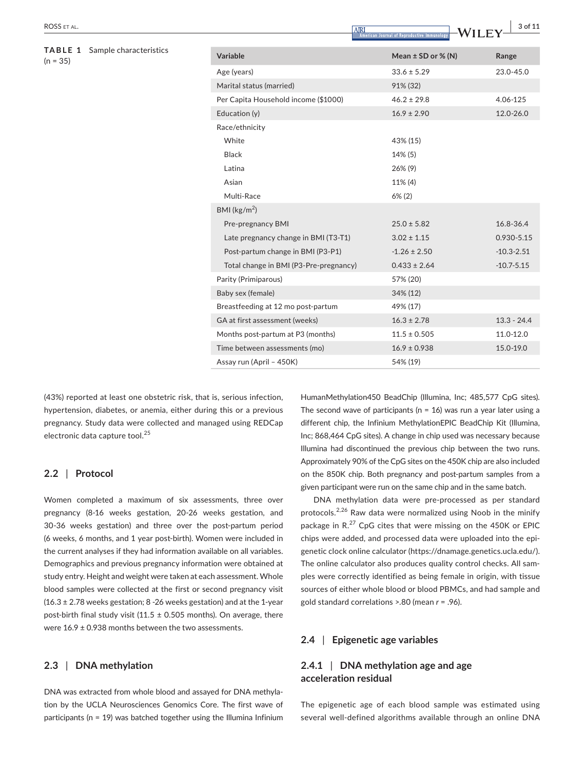**TABLE 1** Sample characteristics (n = 35)

| Variable | Mean ± SD or % (N) | Range |
|---|---|---|
| Age (years) | 33.6 ± 5.29 | 23.0-45.0 |
| Marital status (married) | 91% (32) | |
| Per Capita Household income ($1000) | 46.2 ± 29.8 | 4.06-125 |
| Education (y) | 16.9 ± 2.90 | 12.0-26.0 |
| Race/ethnicity | | |
| White | 43% (15) | |
| Black | 14% (5) | |
| Latina | 26% (9) | |
| Asian | 11% (4) | |
| Multi-Race | 6% (2) | |
| BMI (kg/m$^2$) | | |
| Pre-pregnancy BMI | 25.0 ± 5.82 | 16.8-36.4 |
| Late pregnancy change in BMI (T3-T1) | 3.02 ± 1.15 | 0.930-5.15 |
| Post-partum change in BMI (P3-P1) | -1.26 ± 2.50 | -10.3-2.51 |
| Total change in BMI (P3-Pre-pregnancy) | 0.433 ± 2.64 | -10.7-5.15 |
| Parity (Primiparous) | 57% (20) | |
| Baby sex (female) | 34% (12) | |
| Breastfeeding at 12 mo post-partum | 49% (17) | |
| GA at first assessment (weeks) | 16.3 ± 2.78 | 13.3 - 24.4 |
| Months post-partum at P3 (months) | 11.5 ± 0.505 | 11.0-12.0 |
| Time between assessments (mo) | 16.9 ± 0.938 | 15.0-19.0 |
| Assay run (April – 450K) | 54% (19) | |

(43%) reported at least one obstetric risk, that is, serious infection, hypertension, diabetes, or anemia, either during this or a previous pregnancy. Study data were collected and managed using REDCap electronic data capture tool.[25]

## 2.2 | Protocol

Women completed a maximum of six assessments, three over pregnancy (8-16 weeks gestation, 20-26 weeks gestation, and 30-36 weeks gestation) and three over the post-partum period (6 weeks, 6 months, and 1 year post-birth). Women were included in the current analyses if they had information available on all variables. Demographics and previous pregnancy information were obtained at study entry. Height and weight were taken at each assessment. Whole blood samples were collected at the first or second pregnancy visit (16.3 ± 2.78 weeks gestation; 8 -26 weeks gestation) and at the 1-year post-birth final study visit (11.5 ± 0.505 months). On average, there were 16.9 ± 0.938 months between the two assessments.

## 2.3 | DNA methylation

DNA was extracted from whole blood and assayed for DNA methylation by the UCLA Neurosciences Genomics Core. The first wave of participants (n = 19) was batched together using the Illumina Infinium HumanMethylation450 BeadChip (Illumina, Inc; 485,577 CpG sites). The second wave of participants (n = 16) was run a year later using a different chip, the Infinium MethylationEPIC BeadChip Kit (Illumina, Inc; 868,464 CpG sites). A change in chip used was necessary because Illumina had discontinued the previous chip between the two runs. Approximately 90% of the CpG sites on the 450K chip are also included on the 850K chip. Both pregnancy and post-partum samples from a given participant were run on the same chip and in the same batch.

DNA methylation data were pre-processed as per standard protocols.[2,26] Raw data were normalized using Noob in the minify package in R.[27] CpG cites that were missing on the 450K or EPIC chips were added, and processed data were uploaded into the epigenetic clock online calculator (https://dnamage.genetics.ucla.edu/). The online calculator also produces quality control checks. All samples were correctly identified as being female in origin, with tissue sources of either whole blood or blood PBMCs, and had sample and gold standard correlations >.80 (mean *r* = .96).

## 2.4 | Epigenetic age variables

### 2.4.1 | DNA methylation age and age acceleration residual

The epigenetic age of each blood sample was estimated using several well-defined algorithms available through an online DNA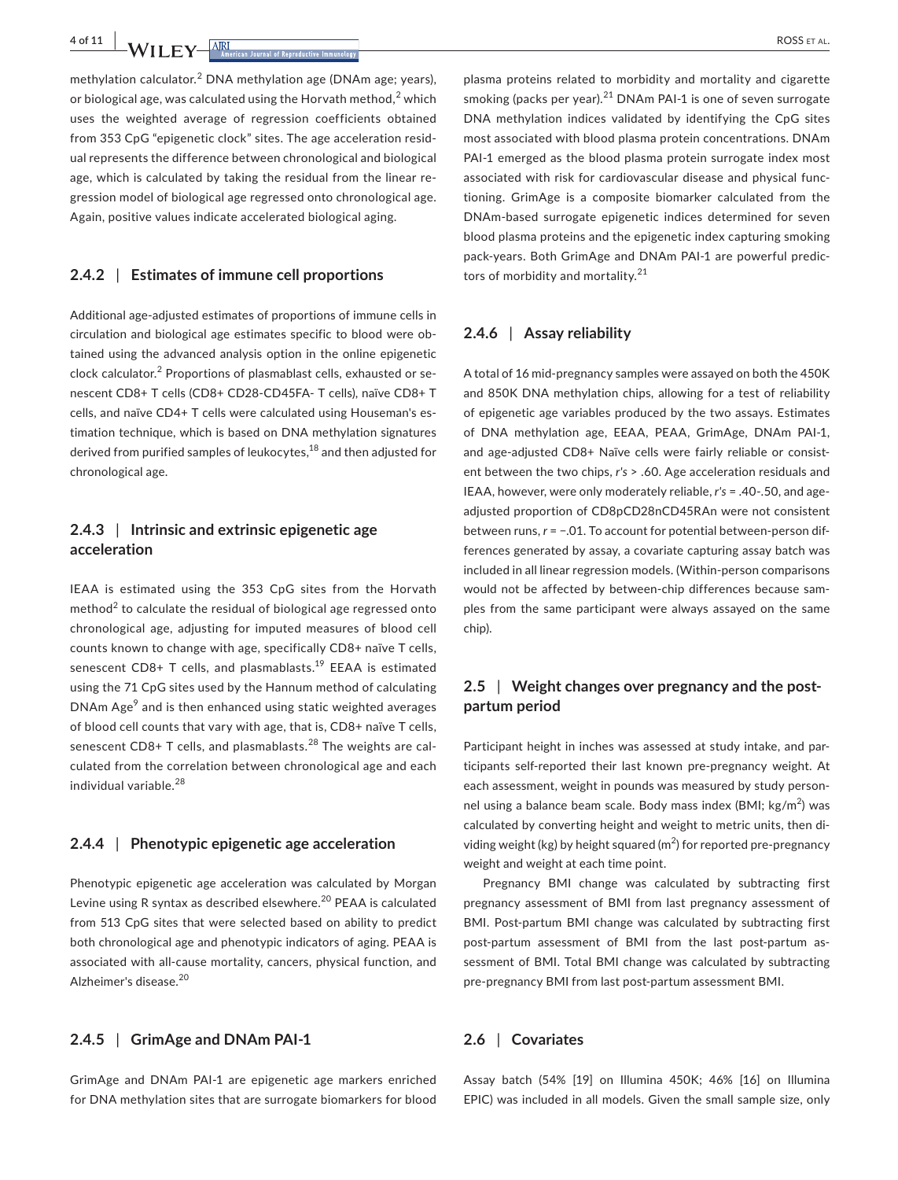methylation calculator.[2] DNA methylation age (DNAm age; years), or biological age, was calculated using the Horvath method,[2] which uses the weighted average of regression coefficients obtained from 353 CpG "epigenetic clock" sites. The age acceleration residual represents the difference between chronological and biological age, which is calculated by taking the residual from the linear regression model of biological age regressed onto chronological age. Again, positive values indicate accelerated biological aging.

### 2.4.2 | Estimates of immune cell proportions

Additional age-adjusted estimates of proportions of immune cells in circulation and biological age estimates specific to blood were obtained using the advanced analysis option in the online epigenetic clock calculator.[2] Proportions of plasmablast cells, exhausted or senescent CD8+ T cells (CD8+ CD28-CD45FA- T cells), naïve CD8+ T cells, and naïve CD4+ T cells were calculated using Houseman's estimation technique, which is based on DNA methylation signatures derived from purified samples of leukocytes,[18] and then adjusted for chronological age.

### 2.4.3 | Intrinsic and extrinsic epigenetic age acceleration

IEAA is estimated using the 353 CpG sites from the Horvath method[2] to calculate the residual of biological age regressed onto chronological age, adjusting for imputed measures of blood cell counts known to change with age, specifically CD8+ naïve T cells, senescent CD8+ T cells, and plasmablasts.[19] EEAA is estimated using the 71 CpG sites used by the Hannum method of calculating DNAm Age[9] and is then enhanced using static weighted averages of blood cell counts that vary with age, that is, CD8+ naïve T cells, senescent CD8+ T cells, and plasmablasts.[28] The weights are calculated from the correlation between chronological age and each individual variable.[28]

### 2.4.4 | Phenotypic epigenetic age acceleration

Phenotypic epigenetic age acceleration was calculated by Morgan Levine using R syntax as described elsewhere.[20] PEAA is calculated from 513 CpG sites that were selected based on ability to predict both chronological age and phenotypic indicators of aging. PEAA is associated with all-cause mortality, cancers, physical function, and Alzheimer's disease.[20]

### 2.4.5 | GrimAge and DNAm PAI-1

GrimAge and DNAm PAI-1 are epigenetic age markers enriched for DNA methylation sites that are surrogate biomarkers for blood plasma proteins related to morbidity and mortality and cigarette smoking (packs per year).[21] DNAm PAI-1 is one of seven surrogate DNA methylation indices validated by identifying the CpG sites most associated with blood plasma protein concentrations. DNAm PAI-1 emerged as the blood plasma protein surrogate index most associated with risk for cardiovascular disease and physical functioning. GrimAge is a composite biomarker calculated from the DNAm-based surrogate epigenetic indices determined for seven blood plasma proteins and the epigenetic index capturing smoking pack-years. Both GrimAge and DNAm PAI-1 are powerful predictors of morbidity and mortality.[21]

### 2.4.6 | Assay reliability

A total of 16 mid-pregnancy samples were assayed on both the 450K and 850K DNA methylation chips, allowing for a test of reliability of epigenetic age variables produced by the two assays. Estimates of DNA methylation age, EEAA, PEAA, GrimAge, DNAm PAI-1, and age-adjusted CD8+ Naïve cells were fairly reliable or consistent between the two chips, $r$'s > .60. Age acceleration residuals and IEAA, however, were only moderately reliable, $r$'s = .40-.50, and age-adjusted proportion of CD8pCD28nCD45RAn were not consistent between runs, $r = -.01$. To account for potential between-person differences generated by assay, a covariate capturing assay batch was included in all linear regression models. (Within-person comparisons would not be affected by between-chip differences because samples from the same participant were always assayed on the same chip).

## 2.5 | Weight changes over pregnancy and the post-partum period

Participant height in inches was assessed at study intake, and participants self-reported their last known pre-pregnancy weight. At each assessment, weight in pounds was measured by study personnel using a balance beam scale. Body mass index (BMI; kg/m$^2$) was calculated by converting height and weight to metric units, then dividing weight (kg) by height squared (m$^2$) for reported pre-pregnancy weight and weight at each time point.

Pregnancy BMI change was calculated by subtracting first pregnancy assessment of BMI from last pregnancy assessment of BMI. Post-partum BMI change was calculated by subtracting first post-partum assessment of BMI from the last post-partum assessment of BMI. Total BMI change was calculated by subtracting pre-pregnancy BMI from last post-partum assessment BMI.

## 2.6 | Covariates

Assay batch (54% [19] on Illumina 450K; 46% [16] on Illumina EPIC) was included in all models. Given the small sample size, only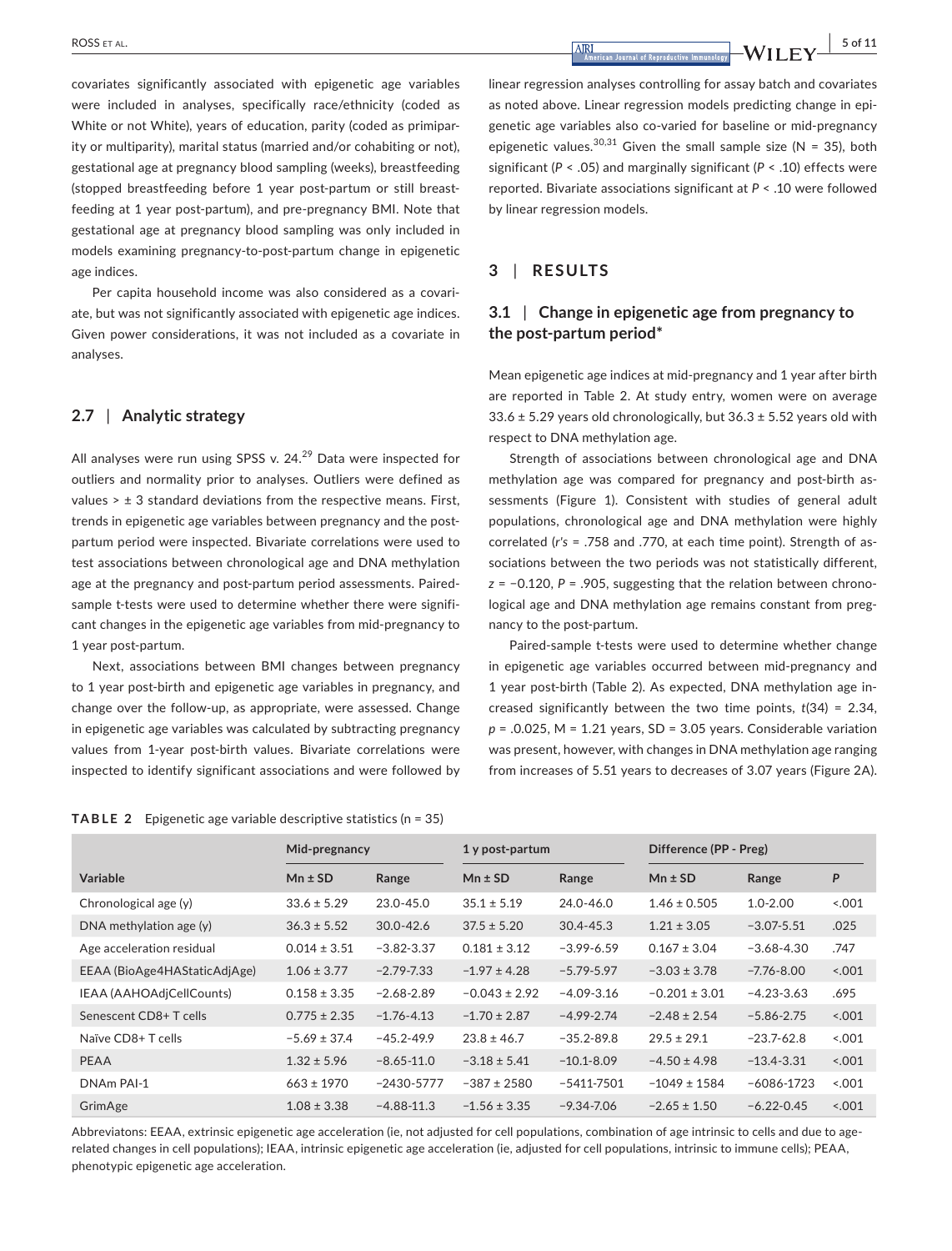covariates significantly associated with epigenetic age variables were included in analyses, specifically race/ethnicity (coded as White or not White), years of education, parity (coded as primiparity or multiparity), marital status (married and/or cohabiting or not), gestational age at pregnancy blood sampling (weeks), breastfeeding (stopped breastfeeding before 1 year post-partum or still breastfeeding at 1 year post-partum), and pre-pregnancy BMI. Note that gestational age at pregnancy blood sampling was only included in models examining pregnancy-to-post-partum change in epigenetic age indices.

Per capita household income was also considered as a covariate, but was not significantly associated with epigenetic age indices. Given power considerations, it was not included as a covariate in analyses.

### 2.7 | Analytic strategy

All analyses were run using SPSS v. 24.[29] Data were inspected for outliers and normality prior to analyses. Outliers were defined as values > ± 3 standard deviations from the respective means. First, trends in epigenetic age variables between pregnancy and the post-partum period were inspected. Bivariate correlations were used to test associations between chronological age and DNA methylation age at the pregnancy and post-partum period assessments. Paired-sample t-tests were used to determine whether there were significant changes in the epigenetic age variables from mid-pregnancy to 1 year post-partum.

Next, associations between BMI changes between pregnancy to 1 year post-birth and epigenetic age variables in pregnancy, and change over the follow-up, as appropriate, were assessed. Change in epigenetic age variables was calculated by subtracting pregnancy values from 1-year post-birth values. Bivariate correlations were inspected to identify significant associations and were followed by linear regression analyses controlling for assay batch and covariates as noted above. Linear regression models predicting change in epigenetic age variables also co-varied for baseline or mid-pregnancy epigenetic values.[30,31] Given the small sample size (N = 35), both significant ($P < .05$) and marginally significant ($P < .10$) effects were reported. Bivariate associations significant at $P < .10$ were followed by linear regression models.

## 3 | RESULTS

### 3.1 | Change in epigenetic age from pregnancy to the post-partum period*

Mean epigenetic age indices at mid-pregnancy and 1 year after birth are reported in Table 2. At study entry, women were on average 33.6 ± 5.29 years old chronologically, but 36.3 ± 5.52 years old with respect to DNA methylation age.

Strength of associations between chronological age and DNA methylation age was compared for pregnancy and post-birth assessments (Figure 1). Consistent with studies of general adult populations, chronological age and DNA methylation were highly correlated ($r$'s = .758 and .770, at each time point). Strength of associations between the two periods was not statistically different, $z = -0.120$, $P = .905$, suggesting that the relation between chronological age and DNA methylation age remains constant from pregnancy to the post-partum.

Paired-sample t-tests were used to determine whether change in epigenetic age variables occurred between mid-pregnancy and 1 year post-birth (Table 2). As expected, DNA methylation age increased significantly between the two time points, $t(34) = 2.34$, $p = .0.025$, M = 1.21 years, SD = 3.05 years. Considerable variation was present, however, with changes in DNA methylation age ranging from increases of 5.51 years to decreases of 3.07 years (Figure 2A).

**TABLE 2** Epigenetic age variable descriptive statistics (n = 35)

| | Mid-pregnancy | | 1 y post-partum | | Difference (PP - Preg) | | |
|---|---|---|---|---|---|---|---|
| Variable | Mn ± SD | Range | Mn ± SD | Range | Mn ± SD | Range | P |
| Chronological age (y) | 33.6 ± 5.29 | 23.0-45.0 | 35.1 ± 5.19 | 24.0-46.0 | 1.46 ± 0.505 | 1.0-2.00 | <.001 |
| DNA methylation age (y) | 36.3 ± 5.52 | 30.0-42.6 | 37.5 ± 5.20 | 30.4-45.3 | 1.21 ± 3.05 | −3.07-5.51 | .025 |
| Age acceleration residual | 0.014 ± 3.51 | −3.82-3.37 | 0.181 ± 3.12 | −3.99-6.59 | 0.167 ± 3.04 | −3.68-4.30 | .747 |
| EEAA (BioAge4HAStaticAdjAge) | 1.06 ± 3.77 | −2.79-7.33 | −1.97 ± 4.28 | −5.79-5.97 | −3.03 ± 3.78 | −7.76-8.00 | <.001 |
| IEAA (AAHOAdjCellCounts) | 0.158 ± 3.35 | −2.68-2.89 | −0.043 ± 2.92 | −4.09-3.16 | −0.201 ± 3.01 | −4.23-3.63 | .695 |
| Senescent CD8+ T cells | 0.775 ± 2.35 | −1.76-4.13 | −1.70 ± 2.87 | −4.99-2.74 | −2.48 ± 2.54 | −5.86-2.75 | <.001 |
| Naïve CD8+ T cells | −5.69 ± 37.4 | −45.2-49.9 | 23.8 ± 46.7 | −35.2-89.8 | 29.5 ± 29.1 | −23.7-62.8 | <.001 |
| PEAA | 1.32 ± 5.96 | −8.65-11.0 | −3.18 ± 5.41 | −10.1-8.09 | −4.50 ± 4.98 | −13.4-3.31 | <.001 |
| DNAm PAI-1 | 663 ± 1970 | −2430-5777 | −387 ± 2580 | −5411-7501 | −1049 ± 1584 | −6086-1723 | <.001 |
| GrimAge | 1.08 ± 3.38 | −4.88-11.3 | −1.56 ± 3.35 | −9.34-7.06 | −2.65 ± 1.50 | −6.22-0.45 | <.001 |

Abbreviatons: EEAA, extrinsic epigenetic age acceleration (ie, not adjusted for cell populations, combination of age intrinsic to cells and due to age-related changes in cell populations); IEAA, intrinsic epigenetic age acceleration (ie, adjusted for cell populations, intrinsic to immune cells); PEAA, phenotypic epigenetic age acceleration.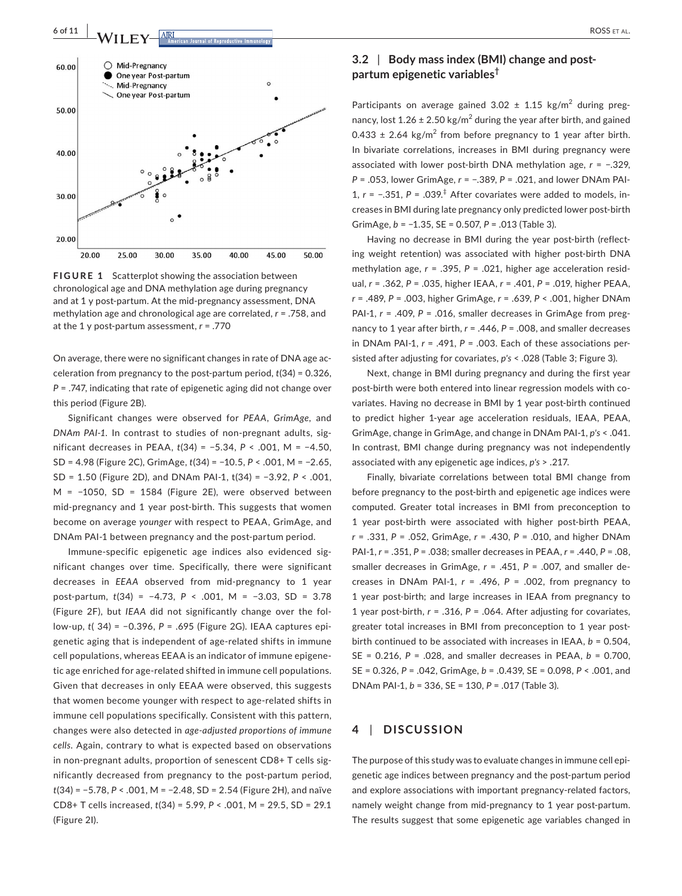FIGURE 1 Scatterplot showing the association between chronological age and DNA methylation age during pregnancy and at 1 y post-partum. At the mid-pregnancy assessment, DNA methylation age and chronological age are correlated, $r = .758$, and at the 1 y post-partum assessment, $r = .770$

On average, there were no significant changes in rate of DNA age acceleration from pregnancy to the post-partum period, $t(34) = 0.326$, $P = .747$, indicating that rate of epigenetic aging did not change over this period (Figure 2B).

Significant changes were observed for *PEAA*, *GrimAge*, and *DNAm PAI-1*. In contrast to studies of non-pregnant adults, significant decreases in PEAA, $t(34) = -5.34$, $P < .001$, M = −4.50, SD = 4.98 (Figure 2C), GrimAge, $t(34) = -10.5$, $P < .001$, M = −2.65, SD = 1.50 (Figure 2D), and DNAm PAI-1, $t(34) = -3.92$, $P < .001$, M = −1050, SD = 1584 (Figure 2E), were observed between mid-pregnancy and 1 year post-birth. This suggests that women become on average *younger* with respect to PEAA, GrimAge, and DNAm PAI-1 between pregnancy and the post-partum period.

Immune-specific epigenetic age indices also evidenced significant changes over time. Specifically, there were significant decreases in *EEAA* observed from mid-pregnancy to 1 year post-partum, $t(34) = -4.73$, $P < .001$, M = −3.03, SD = 3.78 (Figure 2F), but *IEAA* did not significantly change over the follow-up, $t(34) = -0.396$, $P = .695$ (Figure 2G). IEAA captures epigenetic aging that is independent of age-related shifts in immune cell populations, whereas EEAA is an indicator of immune epigenetic age enriched for age-related shifted in immune cell populations. Given that decreases in only EEAA were observed, this suggests that women become younger with respect to age-related shifts in immune cell populations specifically. Consistent with this pattern, changes were also detected in *age-adjusted proportions of immune cells*. Again, contrary to what is expected based on observations in non-pregnant adults, proportion of senescent CD8+ T cells significantly decreased from pregnancy to the post-partum period, $t(34) = -5.78$, $P < .001$, M = −2.48, SD = 2.54 (Figure 2H), and naïve CD8+ T cells increased, $t(34) = 5.99$, $P < .001$, M = 29.5, SD = 29.1 (Figure 2I).

## 3.2 | Body mass index (BMI) change and post-partum epigenetic variables†

Participants on average gained $3.02 \pm 1.15$ kg/m$^2$ during pregnancy, lost $1.26 \pm 2.50$ kg/m$^2$ during the year after birth, and gained $0.433 \pm 2.64$ kg/m$^2$ from before pregnancy to 1 year after birth. In bivariate correlations, increases in BMI during pregnancy were associated with lower post-birth DNA methylation age, $r = -.329$, $P = .053$, lower GrimAge, $r = -.389$, $P = .021$, and lower DNAm PAI-1, $r = -.351$, $P = .039$.‡ After covariates were added to models, increases in BMI during late pregnancy only predicted lower post-birth GrimAge, $b = -1.35$, SE = 0.507, $P = .013$ (Table 3).

Having no decrease in BMI during the year post-birth (reflecting weight retention) was associated with higher post-birth DNA methylation age, $r = .395$, $P = .021$, higher age acceleration residual, $r = .362$, $P = .035$, higher IEAA, $r = .401$, $P = .019$, higher PEAA, $r = .489$, $P = .003$, higher GrimAge, $r = .639$, $P < .001$, higher DNAm PAI-1, $r = .409$, $P = .016$, smaller decreases in GrimAge from pregnancy to 1 year after birth, $r = .446$, $P = .008$, and smaller decreases in DNAm PAI-1, $r = .491$, $P = .003$. Each of these associations persisted after adjusting for covariates, $p$'s < .028 (Table 3; Figure 3).

Next, change in BMI during pregnancy and during the first year post-birth were both entered into linear regression models with covariates. Having no decrease in BMI by 1 year post-birth continued to predict higher 1-year age acceleration residuals, IEAA, PEAA, GrimAge, change in GrimAge, and change in DNAm PAI-1, $p$'s < .041. In contrast, BMI change during pregnancy was not independently associated with any epigenetic age indices, $p$'s > .217.

Finally, bivariate correlations between total BMI change from before pregnancy to the post-birth and epigenetic age indices were computed. Greater total increases in BMI from preconception to 1 year post-birth were associated with higher post-birth PEAA, $r = .331$, $P = .052$, GrimAge, $r = .430$, $P = .010$, and higher DNAm PAI-1, $r = .351$, $P = .038$; smaller decreases in PEAA, $r = .440$, $P = .08$, smaller decreases in GrimAge, $r = .451$, $P = .007$, and smaller decreases in DNAm PAI-1, $r = .496$, $P = .002$, from pregnancy to 1 year post-birth; and large increases in IEAA from pregnancy to 1 year post-birth, $r = .316$, $P = .064$. After adjusting for covariates, greater total increases in BMI from preconception to 1 year post-birth continued to be associated with increases in IEAA, $b = 0.504$, SE = 0.216, $P = .028$, and smaller decreases in PEAA, $b = 0.700$, SE = 0.326, $P = .042$, GrimAge, $b = .0.439$, SE = 0.098, $P < .001$, and DNAm PAI-1, $b = 336$, SE = 130, $P = .017$ (Table 3).

# 4 | DISCUSSION

The purpose of this study was to evaluate changes in immune cell epigenetic age indices between pregnancy and the post-partum period and explore associations with important pregnancy-related factors, namely weight change from mid-pregnancy to 1 year post-partum. The results suggest that some epigenetic age variables changed in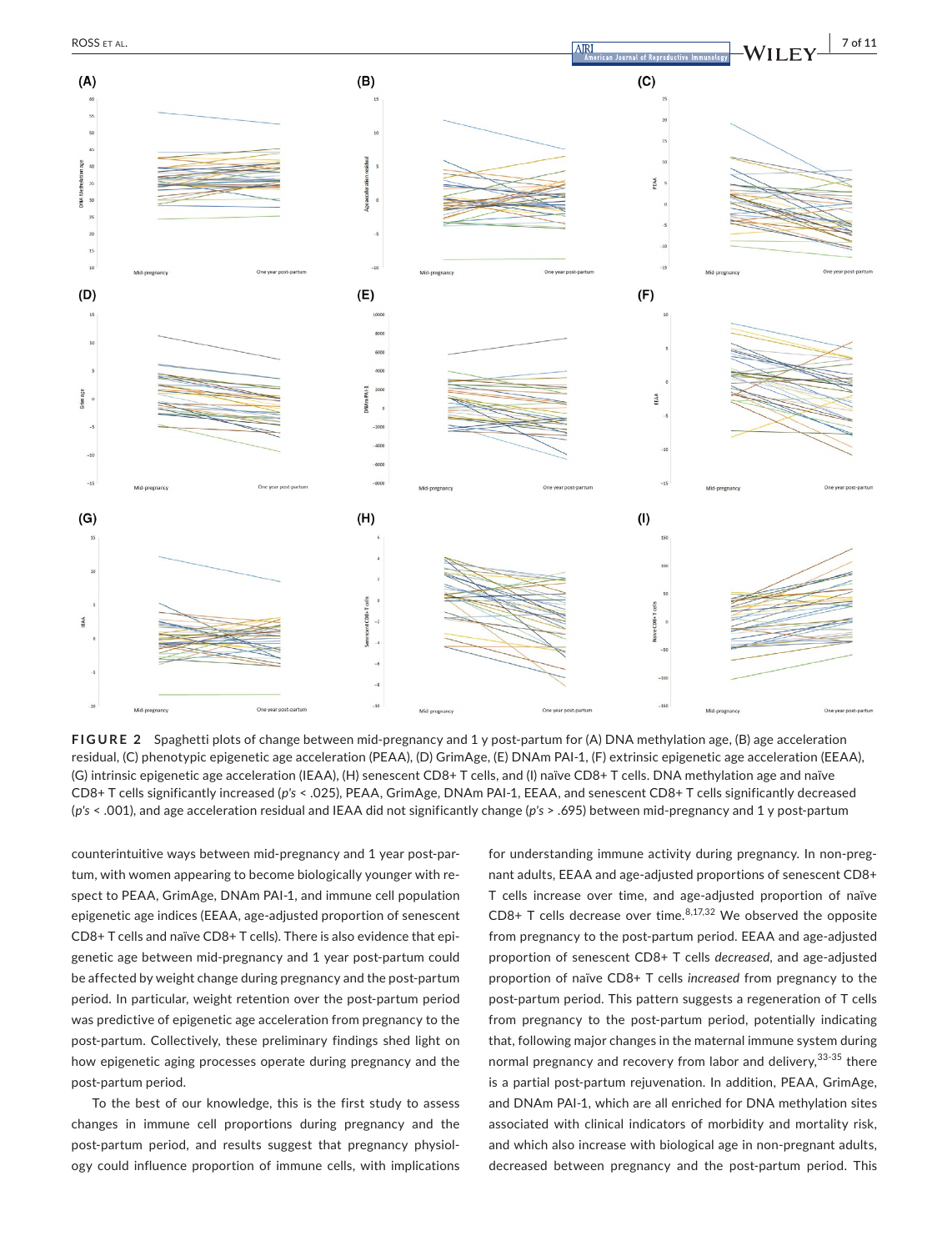**FIGURE 2** Spaghetti plots of change between mid-pregnancy and 1 y post-partum for (A) DNA methylation age, (B) age acceleration residual, (C) phenotypic epigenetic age acceleration (PEAA), (D) GrimAge, (E) DNAm PAI-1, (F) extrinsic epigenetic age acceleration (EEAA), (G) intrinsic epigenetic age acceleration (IEAA), (H) senescent CD8+ T cells, and (I) naïve CD8+ T cells. DNA methylation age and naïve CD8+ T cells significantly increased (*p's* < .025), PEAA, GrimAge, DNAm PAI-1, EEAA, and senescent CD8+ T cells significantly decreased (*p's* < .001), and age acceleration residual and IEAA did not significantly change (*p's* > .695) between mid-pregnancy and 1 y post-partum

counterintuitive ways between mid-pregnancy and 1 year post-partum, with women appearing to become biologically younger with respect to PEAA, GrimAge, DNAm PAI-1, and immune cell population epigenetic age indices (EEAA, age-adjusted proportion of senescent CD8+ T cells and naïve CD8+ T cells). There is also evidence that epigenetic age between mid-pregnancy and 1 year post-partum could be affected by weight change during pregnancy and the post-partum period. In particular, weight retention over the post-partum period was predictive of epigenetic age acceleration from pregnancy to the post-partum. Collectively, these preliminary findings shed light on how epigenetic aging processes operate during pregnancy and the post-partum period.

To the best of our knowledge, this is the first study to assess changes in immune cell proportions during pregnancy and the post-partum period, and results suggest that pregnancy physiology could influence proportion of immune cells, with implications for understanding immune activity during pregnancy. In non-pregnant adults, EEAA and age-adjusted proportions of senescent CD8+ T cells increase over time, and age-adjusted proportion of naïve CD8+ T cells decrease over time.[8,17,32] We observed the opposite from pregnancy to the post-partum period. EEAA and age-adjusted proportion of senescent CD8+ T cells *decreased*, and age-adjusted proportion of naïve CD8+ T cells *increased* from pregnancy to the post-partum period. This pattern suggests a regeneration of T cells from pregnancy to the post-partum period, potentially indicating that, following major changes in the maternal immune system during normal pregnancy and recovery from labor and delivery,[33-35] there is a partial post-partum rejuvenation. In addition, PEAA, GrimAge, and DNAm PAI-1, which are all enriched for DNA methylation sites associated with clinical indicators of morbidity and mortality risk, and which also increase with biological age in non-pregnant adults, decreased between pregnancy and the post-partum period. This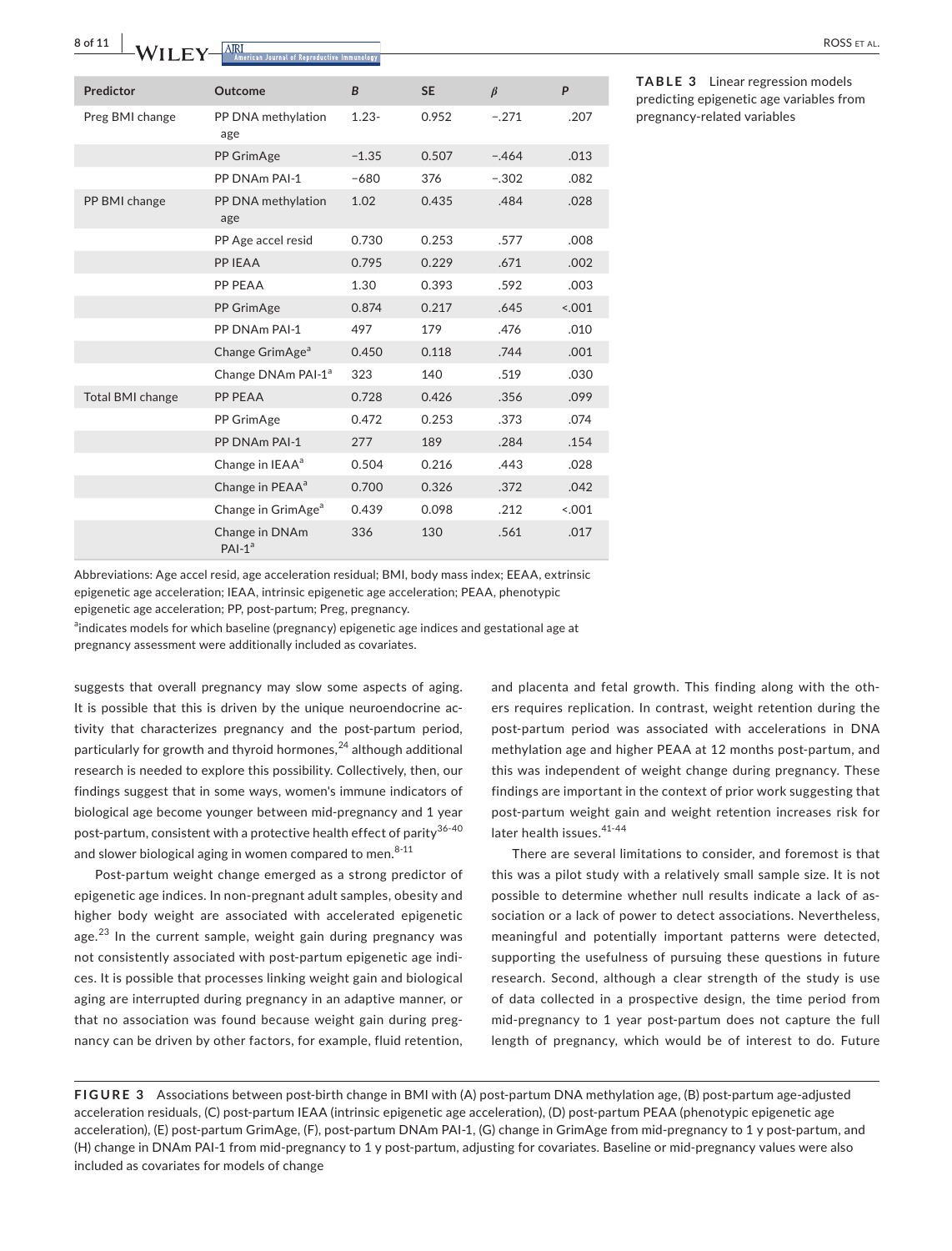**TABLE 3** Linear regression models predicting epigenetic age variables from pregnancy-related variables

| Predictor | Outcome | B | SE | β | P |
|---|---|---|---|---|---|
| Preg BMI change | PP DNA methylation age | 1.23- | 0.952 | −.271 | .207 |
| | PP GrimAge | −1.35 | 0.507 | −.464 | .013 |
| | PP DNAm PAI-1 | −680 | 376 | −.302 | .082 |
| PP BMI change | PP DNA methylation age | 1.02 | 0.435 | .484 | .028 |
| | PP Age accel resid | 0.730 | 0.253 | .577 | .008 |
| | PP IEAA | 0.795 | 0.229 | .671 | .002 |
| | PP PEAA | 1.30 | 0.393 | .592 | .003 |
| | PP GrimAge | 0.874 | 0.217 | .645 | <.001 |
| | PP DNAm PAI-1 | 497 | 179 | .476 | .010 |
| | Change GrimAge[a] | 0.450 | 0.118 | .744 | .001 |
| | Change DNAm PAI-1[a] | 323 | 140 | .519 | .030 |
| Total BMI change | PP PEAA | 0.728 | 0.426 | .356 | .099 |
| | PP GrimAge | 0.472 | 0.253 | .373 | .074 |
| | PP DNAm PAI-1 | 277 | 189 | .284 | .154 |
| | Change in IEAA[a] | 0.504 | 0.216 | .443 | .028 |
| | Change in PEAA[a] | 0.700 | 0.326 | .372 | .042 |
| | Change in GrimAge[a] | 0.439 | 0.098 | .212 | <.001 |
| | Change in DNAm PAI-1[a] | 336 | 130 | .561 | .017 |

Abbreviations: Age accel resid, age acceleration residual; BMI, body mass index; EEAA, extrinsic epigenetic age acceleration; IEAA, intrinsic epigenetic age acceleration; PEAA, phenotypic epigenetic age acceleration; PP, post-partum; Preg, pregnancy.

[a]indicates models for which baseline (pregnancy) epigenetic age indices and gestational age at pregnancy assessment were additionally included as covariates.

suggests that overall pregnancy may slow some aspects of aging. It is possible that this is driven by the unique neuroendocrine activity that characterizes pregnancy and the post-partum period, particularly for growth and thyroid hormones,[24] although additional research is needed to explore this possibility. Collectively, then, our findings suggest that in some ways, women's immune indicators of biological age become younger between mid-pregnancy and 1 year post-partum, consistent with a protective health effect of parity[36-40] and slower biological aging in women compared to men.[8-11]

Post-partum weight change emerged as a strong predictor of epigenetic age indices. In non-pregnant adult samples, obesity and higher body weight are associated with accelerated epigenetic age.[23] In the current sample, weight gain during pregnancy was not consistently associated with post-partum epigenetic age indices. It is possible that processes linking weight gain and biological aging are interrupted during pregnancy in an adaptive manner, or that no association was found because weight gain during pregnancy can be driven by other factors, for example, fluid retention, and placenta and fetal growth. This finding along with the others requires replication. In contrast, weight retention during the post-partum period was associated with accelerations in DNA methylation age and higher PEAA at 12 months post-partum, and this was independent of weight change during pregnancy. These findings are important in the context of prior work suggesting that post-partum weight gain and weight retention increases risk for later health issues.[41-44]

There are several limitations to consider, and foremost is that this was a pilot study with a relatively small sample size. It is not possible to determine whether null results indicate a lack of association or a lack of power to detect associations. Nevertheless, meaningful and potentially important patterns were detected, supporting the usefulness of pursuing these questions in future research. Second, although a clear strength of the study is use of data collected in a prospective design, the time period from mid-pregnancy to 1 year post-partum does not capture the full length of pregnancy, which would be of interest to do. Future

**FIGURE 3** Associations between post-birth change in BMI with (A) post-partum DNA methylation age, (B) post-partum age-adjusted acceleration residuals, (C) post-partum IEAA (intrinsic epigenetic age acceleration), (D) post-partum PEAA (phenotypic epigenetic age acceleration), (E) post-partum GrimAge, (F), post-partum DNAm PAI-1, (G) change in GrimAge from mid-pregnancy to 1 y post-partum, and (H) change in DNAm PAI-1 from mid-pregnancy to 1 y post-partum, adjusting for covariates. Baseline or mid-pregnancy values were also included as covariates for models of change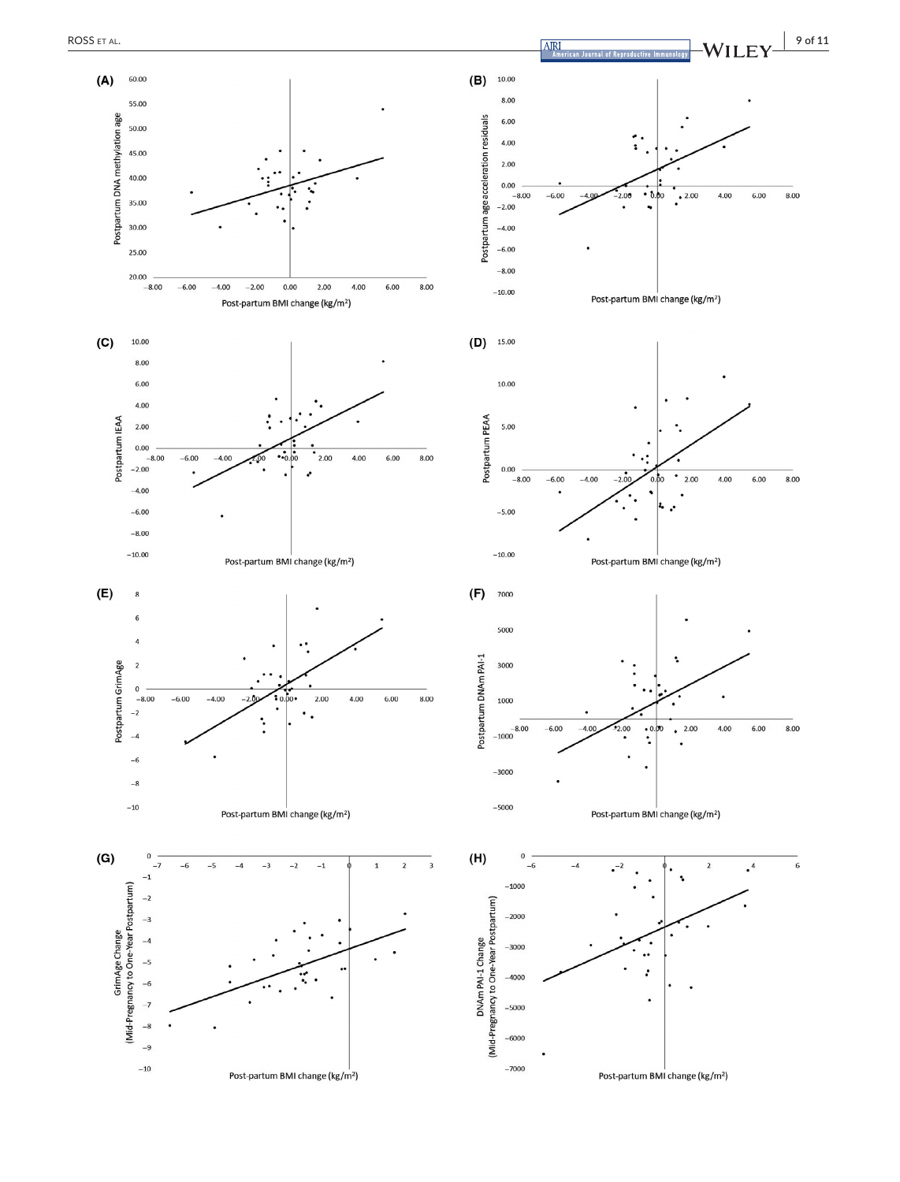(A) Postpartum DNA methylation age vs. Post-partum BMI change (kg/m²)

(B) Postpartum age acceleration residuals vs. Post-partum BMI change (kg/m²)

(C) Postpartum IEAA vs. Post-partum BMI change (kg/m²)

(D) Postpartum PEAA vs. Post-partum BMI change (kg/m²)

(E) Postpartum GrimAge vs. Post-partum BMI change (kg/m²)

(F) Postpartum DNAm PAI-1 vs. Post-partum BMI change (kg/m²)

(G) GrimAge Change (Mid-Pregnancy to One-Year Postpartum) vs. Post-partum BMI change (kg/m²)

(H) DNAm PAI-1 Change (Mid-Pregnancy to One-Year Postpartum) vs. Post-partum BMI change (kg/m²)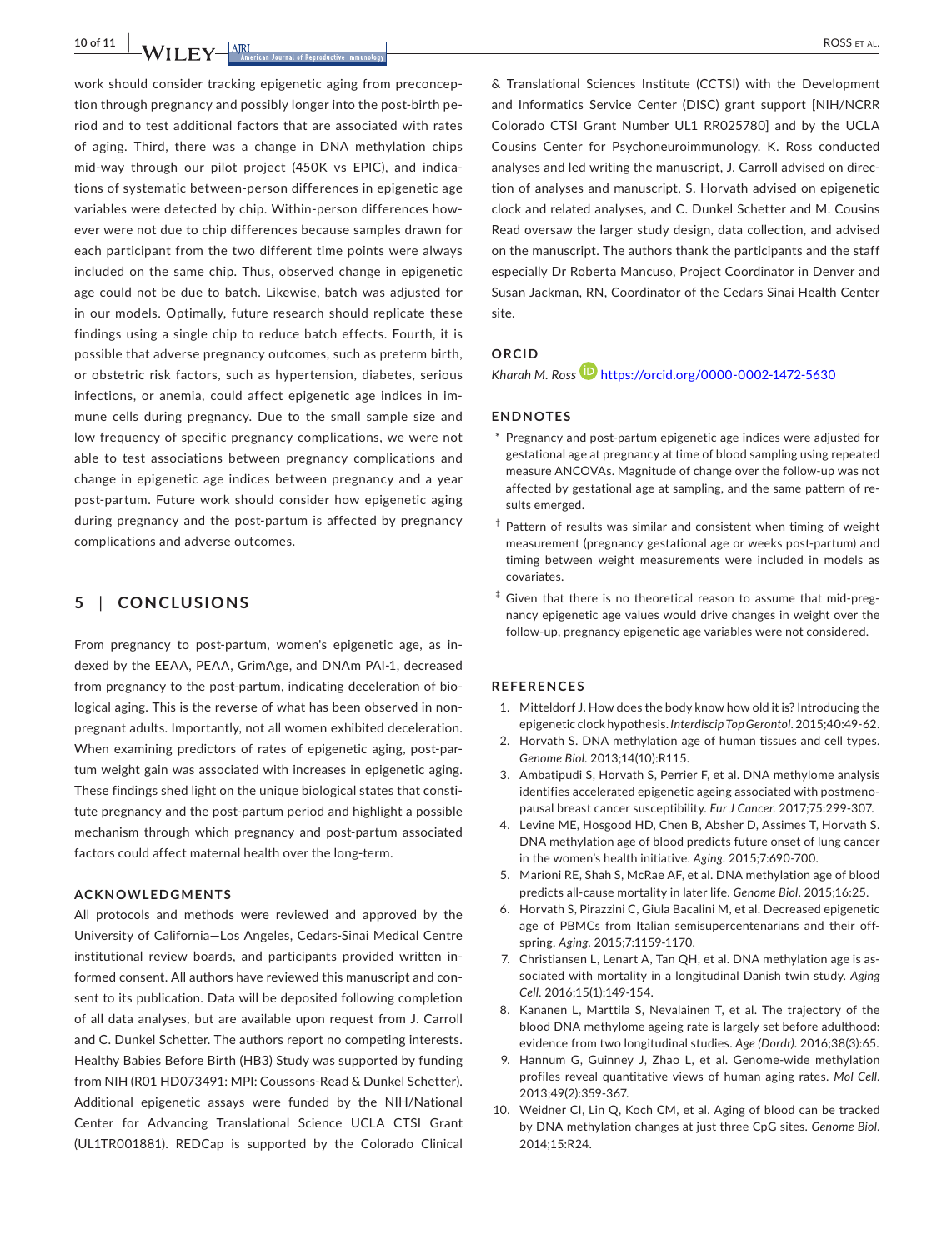work should consider tracking epigenetic aging from preconception through pregnancy and possibly longer into the post-birth period and to test additional factors that are associated with rates of aging. Third, there was a change in DNA methylation chips mid-way through our pilot project (450K vs EPIC), and indications of systematic between-person differences in epigenetic age variables were detected by chip. Within-person differences however were not due to chip differences because samples drawn for each participant from the two different time points were always included on the same chip. Thus, observed change in epigenetic age could not be due to batch. Likewise, batch was adjusted for in our models. Optimally, future research should replicate these findings using a single chip to reduce batch effects. Fourth, it is possible that adverse pregnancy outcomes, such as preterm birth, or obstetric risk factors, such as hypertension, diabetes, serious infections, or anemia, could affect epigenetic age indices in immune cells during pregnancy. Due to the small sample size and low frequency of specific pregnancy complications, we were not able to test associations between pregnancy complications and change in epigenetic age indices between pregnancy and a year post-partum. Future work should consider how epigenetic aging during pregnancy and the post-partum is affected by pregnancy complications and adverse outcomes.

## 5 | CONCLUSIONS

From pregnancy to post-partum, women's epigenetic age, as indexed by the EEAA, PEAA, GrimAge, and DNAm PAI-1, decreased from pregnancy to the post-partum, indicating deceleration of biological aging. This is the reverse of what has been observed in non-pregnant adults. Importantly, not all women exhibited deceleration. When examining predictors of rates of epigenetic aging, post-partum weight gain was associated with increases in epigenetic aging. These findings shed light on the unique biological states that constitute pregnancy and the post-partum period and highlight a possible mechanism through which pregnancy and post-partum associated factors could affect maternal health over the long-term.

### ACKNOWLEDGMENTS

All protocols and methods were reviewed and approved by the University of California—Los Angeles, Cedars-Sinai Medical Centre institutional review boards, and participants provided written informed consent. All authors have reviewed this manuscript and consent to its publication. Data will be deposited following completion of all data analyses, but are available upon request from J. Carroll and C. Dunkel Schetter. The authors report no competing interests. Healthy Babies Before Birth (HB3) Study was supported by funding from NIH (R01 HD073491: MPI: Coussons-Read & Dunkel Schetter). Additional epigenetic assays were funded by the NIH/National Center for Advancing Translational Science UCLA CTSI Grant (UL1TR001881). REDCap is supported by the Colorado Clinical & Translational Sciences Institute (CCTSI) with the Development and Informatics Service Center (DISC) grant support [NIH/NCRR Colorado CTSI Grant Number UL1 RR025780] and by the UCLA Cousins Center for Psychoneuroimmunology. K. Ross conducted analyses and led writing the manuscript, J. Carroll advised on direction of analyses and manuscript, S. Horvath advised on epigenetic clock and related analyses, and C. Dunkel Schetter and M. Cousins Read oversaw the larger study design, data collection, and advised on the manuscript. The authors thank the participants and the staff especially Dr Roberta Mancuso, Project Coordinator in Denver and Susan Jackman, RN, Coordinator of the Cedars Sinai Health Center site.

### ORCID

*Kharah M. Ross* https://orcid.org/0000-0002-1472-5630

### ENDNOTES

* Pregnancy and post-partum epigenetic age indices were adjusted for gestational age at pregnancy at time of blood sampling using repeated measure ANCOVAs. Magnitude of change over the follow-up was not affected by gestational age at sampling, and the same pattern of results emerged.

† Pattern of results was similar and consistent when timing of weight measurement (pregnancy gestational age or weeks post-partum) and timing between weight measurements were included in models as covariates.

‡ Given that there is no theoretical reason to assume that mid-pregnancy epigenetic age values would drive changes in weight over the follow-up, pregnancy epigenetic age variables were not considered.

### REFERENCES

1. Mitteldorf J. How does the body know how old it is? Introducing the epigenetic clock hypothesis. *Interdiscip Top Gerontol*. 2015;40:49-62.
2. Horvath S. DNA methylation age of human tissues and cell types. *Genome Biol*. 2013;14(10):R115.
3. Ambatipudi S, Horvath S, Perrier F, et al. DNA methylome analysis identifies accelerated epigenetic ageing associated with postmenopausal breast cancer susceptibility. *Eur J Cancer*. 2017;75:299-307.
4. Levine ME, Hosgood HD, Chen B, Absher D, Assimes T, Horvath S. DNA methylation age of blood predicts future onset of lung cancer in the women's health initiative. *Aging*. 2015;7:690-700.
5. Marioni RE, Shah S, McRae AF, et al. DNA methylation age of blood predicts all-cause mortality in later life. *Genome Biol*. 2015;16:25.
6. Horvath S, Pirazzini C, Giula Bacalini M, et al. Decreased epigenetic age of PBMCs from Italian semisupercentenarians and their offspring. *Aging*. 2015;7:1159-1170.
7. Christiansen L, Lenart A, Tan QH, et al. DNA methylation age is associated with mortality in a longitudinal Danish twin study. *Aging Cell*. 2016;15(1):149-154.
8. Kananen L, Marttila S, Nevalainen T, et al. The trajectory of the blood DNA methylome ageing rate is largely set before adulthood: evidence from two longitudinal studies. *Age (Dordr)*. 2016;38(3):65.
9. Hannum G, Guinney J, Zhao L, et al. Genome-wide methylation profiles reveal quantitative views of human aging rates. *Mol Cell*. 2013;49(2):359-367.
10. Weidner CI, Lin Q, Koch CM, et al. Aging of blood can be tracked by DNA methylation changes at just three CpG sites. *Genome Biol*. 2014;15:R24.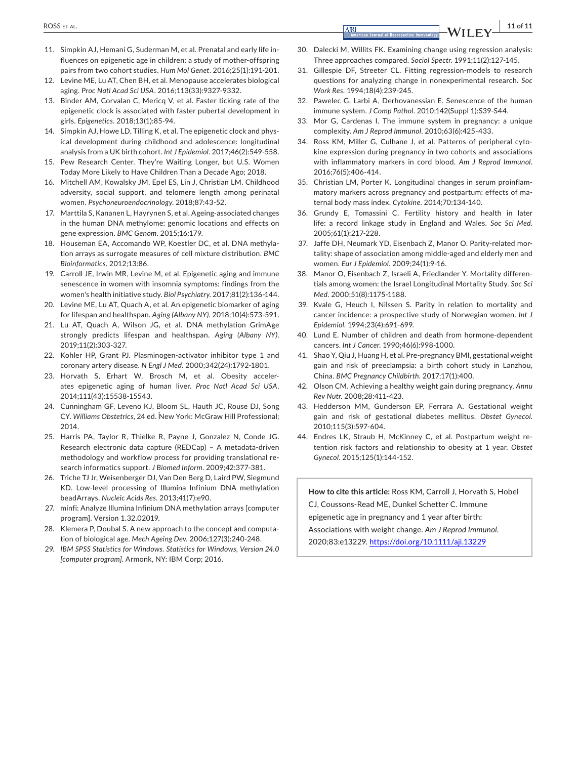11. Simpkin AJ, Hemani G, Suderman M, et al. Prenatal and early life influences on epigenetic age in children: a study of mother-offspring pairs from two cohort studies. *Hum Mol Genet*. 2016;25(1):191-201.
12. Levine ME, Lu AT, Chen BH, et al. Menopause accelerates biological aging. *Proc Natl Acad Sci USA*. 2016;113(33):9327-9332.
13. Binder AM, Corvalan C, Mericq V, et al. Faster ticking rate of the epigenetic clock is associated with faster pubertal development in girls. *Epigenetics*. 2018;13(1):85-94.
14. Simpkin AJ, Howe LD, Tilling K, et al. The epigenetic clock and physical development during childhood and adolescence: longitudinal analysis from a UK birth cohort. *Int J Epidemiol*. 2017;46(2):549-558.
15. Pew Research Center. They're Waiting Longer, but U.S. Women Today More Likely to Have Children Than a Decade Ago; 2018.
16. Mitchell AM, Kowalsky JM, Epel ES, Lin J, Christian LM. Childhood adversity, social support, and telomere length among perinatal women. *Psychoneuroendocrinology*. 2018;87:43-52.
17. Marttila S, Kananen L, Hayrynen S, et al. Ageing-associated changes in the human DNA methylome: genomic locations and effects on gene expression. *BMC Genom*. 2015;16:179.
18. Houseman EA, Accomando WP, Koestler DC, et al. DNA methylation arrays as surrogate measures of cell mixture distribution. *BMC Bioinformatics*. 2012;13:86.
19. Carroll JE, Irwin MR, Levine M, et al. Epigenetic aging and immune senescence in women with insomnia symptoms: findings from the women's health initiative study. *Biol Psychiatry*. 2017;81(2):136-144.
20. Levine ME, Lu AT, Quach A, et al. An epigenetic biomarker of aging for lifespan and healthspan. *Aging (Albany NY)*. 2018;10(4):573-591.
21. Lu AT, Quach A, Wilson JG, et al. DNA methylation GrimAge strongly predicts lifespan and healthspan. *Aging (Albany NY)*. 2019;11(2):303-327.
22. Kohler HP, Grant PJ. Plasminogen-activator inhibitor type 1 and coronary artery disease. *N Engl J Med*. 2000;342(24):1792-1801.
23. Horvath S, Erhart W, Brosch M, et al. Obesity accelerates epigenetic aging of human liver. *Proc Natl Acad Sci USA*. 2014;111(43):15538-15543.
24. Cunningham GF, Leveno KJ, Bloom SL, Hauth JC, Rouse DJ, Song CY. *Williams Obstetrics*, 24 ed. New York: McGraw Hill Professional; 2014.
25. Harris PA, Taylor R, Thielke R, Payne J, Gonzalez N, Conde JG. Research electronic data capture (REDCap) – A metadata-driven methodology and workflow process for providing translational research informatics support. *J Biomed Inform*. 2009;42:377-381.
26. Triche TJ Jr, Weisenberger DJ, Van Den Berg D, Laird PW, Siegmund KD. Low-level processing of Illumina Infinium DNA methylation beadArrays. *Nucleic Acids Res*. 2013;41(7):e90.
27. minfi: Analyze Illumina Infinium DNA methylation arrays [computer program]. Version 1.32.02019.
28. Klemera P, Doubal S. A new approach to the concept and computation of biological age. *Mech Ageing Dev*. 2006;127(3):240-248.
29. *IBM SPSS Statistics for Windows. Statistics for Windows, Version 24.0 [computer program]*. Armonk, NY: IBM Corp; 2016.
30. Dalecki M, Willits FK. Examining change using regression analysis: Three approaches compared. *Sociol Spectr*. 1991;11(2):127-145.
31. Gillespie DF, Streeter CL. Fitting regression-models to research questions for analyzing change in nonexperimental research. *Soc Work Res*. 1994;18(4):239-245.
32. Pawelec G, Larbi A, Derhovanessian E. Senescence of the human immune system. *J Comp Pathol*. 2010;142(Suppl 1):S39-S44.
33. Mor G, Cardenas I. The immune system in pregnancy: a unique complexity. *Am J Reprod Immunol*. 2010;63(6):425-433.
34. Ross KM, Miller G, Culhane J, et al. Patterns of peripheral cytokine expression during pregnancy in two cohorts and associations with inflammatory markers in cord blood. *Am J Reprod Immunol*. 2016;76(5):406-414.
35. Christian LM, Porter K. Longitudinal changes in serum proinflammatory markers across pregnancy and postpartum: effects of maternal body mass index. *Cytokine*. 2014;70:134-140.
36. Grundy E, Tomassini C. Fertility history and health in later life: a record linkage study in England and Wales. *Soc Sci Med*. 2005;61(1):217-228.
37. Jaffe DH, Neumark YD, Eisenbach Z, Manor O. Parity-related mortality: shape of association among middle-aged and elderly men and women. *Eur J Epidemiol*. 2009;24(1):9-16.
38. Manor O, Eisenbach Z, Israeli A, Friedlander Y. Mortality differentials among women: the Israel Longitudinal Mortality Study. *Soc Sci Med*. 2000;51(8):1175-1188.
39. Kvale G, Heuch I, Nilssen S. Parity in relation to mortality and cancer incidence: a prospective study of Norwegian women. *Int J Epidemiol*. 1994;23(4):691-699.
40. Lund E. Number of children and death from hormone-dependent cancers. *Int J Cancer*. 1990;46(6):998-1000.
41. Shao Y, Qiu J, Huang H, et al. Pre-pregnancy BMI, gestational weight gain and risk of preeclampsia: a birth cohort study in Lanzhou, China. *BMC Pregnancy Childbirth*. 2017;17(1):400.
42. Olson CM. Achieving a healthy weight gain during pregnancy. *Annu Rev Nutr*. 2008;28:411-423.
43. Hedderson MM, Gunderson EP, Ferrara A. Gestational weight gain and risk of gestational diabetes mellitus. *Obstet Gynecol*. 2010;115(3):597-604.
44. Endres LK, Straub H, McKinney C, et al. Postpartum weight retention risk factors and relationship to obesity at 1 year. *Obstet Gynecol*. 2015;125(1):144-152.

**How to cite this article:** Ross KM, Carroll J, Horvath S, Hobel CJ, Coussons-Read ME, Dunkel Schetter C. Immune epigenetic age in pregnancy and 1 year after birth: Associations with weight change. *Am J Reprod Immunol*. 2020;83:e13229. https://doi.org/10.1111/aji.13229